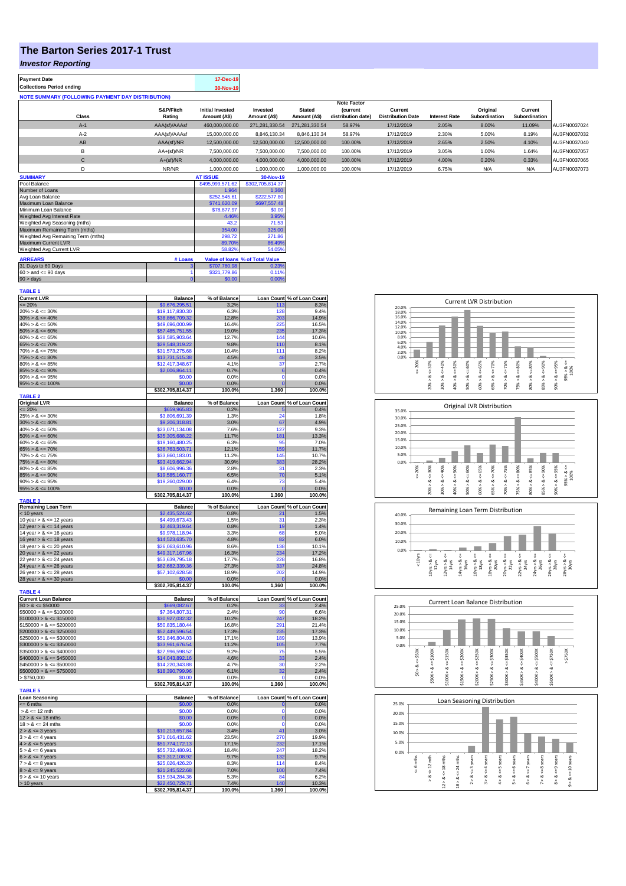# The Barton Series 2017-1 Trust

## *Investor Reporting*

| Payment Date | 17-Dec-19 |
|---|---|
| Collections Period ending | 30-Nov-19 |

**NOTE SUMMARY (FOLLOWING PAYMENT DAY DISTRIBUTION)**

| Class | S&P/Fitch Rating | Initial Invested Amount (A$) | Invested Amount (A$) | Stated Amount (A$) | Note Factor (current distribution date) | Current Distribution Date | Interest Rate | Original Subordination | Current Subordination | |
|---|---|---|---|---|---|---|---|---|---|---|
| A-1 | AAA(sf)/AAAsf | 460,000,000.00 | 271,281,330.54 | 271,281,330.54 | 58.97% | 17/12/2019 | 2.05% | 8.00% | 11.09% | AU3FN0037024 |
| A-2 | AAA(sf)/AAAsf | 15,000,000.00 | 8,846,130.34 | 8,846,130.34 | 58.97% | 17/12/2019 | 2.30% | 5.00% | 8.19% | AU3FN0037032 |
| AB | AAA(sf)/NR | 12,500,000.00 | 12,500,000.00 | 12,500,000.00 | 100.00% | 17/12/2019 | 2.65% | 2.50% | 4.10% | AU3FN0037040 |
| B | AA+(sf)/NR | 7,500,000.00 | 7,500,000.00 | 7,500,000.00 | 100.00% | 17/12/2019 | 3.05% | 1.00% | 1.64% | AU3FN0037057 |
| C | A+(sf)/NR | 4,000,000.00 | 4,000,000.00 | 4,000,000.00 | 100.00% | 17/12/2019 | 4.00% | 0.20% | 0.33% | AU3FN0037065 |
| D | NR/NR | 1,000,000.00 | 1,000,000.00 | 1,000,000.00 | 100.00% | 17/12/2019 | 6.75% | N/A | N/A | AU3FN0037073 |

| SUMMARY | AT ISSUE | 30-Nov-19 |
|---|---|---|
| Pool Balance | $495,999,571.62 | $302,705,814.37 |
| Number of Loans | 1,964 | 1,360 |
| Avg Loan Balance | $252,545.61 | $222,577.80 |
| Maximum Loan Balance | $741,620.09 | $697,557.48 |
| Minimum Loan Balance | $78,877.97 | $0.00 |
| Weighted Avg Interest Rate | 4.46% | 3.95% |
| Weighted Avg Seasoning (mths) | 43.2 | 71.53 |
| Maximum Remaining Term (mths) | 354.00 | 325.00 |
| Weighted Avg Remaining Term (mths) | 298.72 | 271.86 |
| Maximum Current LVR | 89.70% | 86.49% |
| Weighted Avg Current LVR | 58.82% | 54.05% |

| ARREARS | # Loans | Value of loans | % of Total Value |
|---|---|---|---|
| 31 Days to 60 Days | 3 | $707,760.98 | 0.23% |
| 60 > and <= 90 days | 1 | $321,779.86 | 0.11% |
| 90 > days | 0 | $0.00 | 0.00% |

**TABLE 1**

| Current LVR | Balance | % of Balance | Loan Count | % of Loan Count |
|---|---|---|---|---|
| <= 20% | $9,676,295.51 | 3.2% | 113 | 8.3% |
| 20% > & <= 30% | $19,117,830.30 | 6.3% | 128 | 9.4% |
| 30% > & <= 40% | $38,866,709.32 | 12.8% | 203 | 14.9% |
| 40% > & <= 50% | $49,696,000.99 | 16.4% | 225 | 16.5% |
| 50% > & <= 60% | $57,485,751.55 | 19.0% | 235 | 17.3% |
| 60% > & <= 65% | $38,585,903.64 | 12.7% | 144 | 10.6% |
| 65% > & <= 70% | $29,548,319.22 | 9.8% | 110 | 8.1% |
| 70% > & <= 75% | $31,573,275.68 | 10.4% | 111 | 8.2% |
| 75% > & <= 80% | $13,731,515.38 | 4.5% | 48 | 3.5% |
| 80% > & <= 85% | $12,417,348.67 | 4.1% | 37 | 2.7% |
| 85% > & <= 90% | $2,006,864.11 | 0.7% | 6 | 0.4% |
| 90% > & <= 95% | $0.00 | 0.0% | 0 | 0.0% |
| 95% > & <= 100% | $0.00 | 0.0% | 0 | 0.0% |
| | $302,705,814.37 | 100.0% | 1,360 | 100.0% |

**TABLE 2**

| Original LVR | Balance | % of Balance | Loan Count | % of Loan Count |
|---|---|---|---|---|
| <= 20% | $659,965.83 | 0.2% | 5 | 0.4% |
| 25% > & <= 30% | $3,806,691.39 | 1.3% | 24 | 1.8% |
| 30% > & <= 40% | $9,206,318.81 | 3.0% | 67 | 4.9% |
| 40% > & <= 50% | $23,071,134.08 | 7.6% | 127 | 9.3% |
| 50% > & <= 60% | $35,305,688.22 | 11.7% | 181 | 13.3% |
| 60% > & <= 65% | $19,160,480.25 | 6.3% | 95 | 7.0% |
| 65% > & <= 70% | $36,763,503.71 | 12.1% | 159 | 11.7% |
| 70% > & <= 75% | $33,860,183.01 | 11.2% | 145 | 10.7% |
| 75% > & <= 80% | $93,419,662.94 | 30.9% | 383 | 28.2% |
| 80% > & <= 85% | $8,606,996.36 | 2.8% | 31 | 2.3% |
| 85% > & <= 90% | $19,585,160.77 | 6.5% | 70 | 5.1% |
| 90% > & <= 95% | $19,260,029.00 | 6.4% | 73 | 5.4% |
| 95% > & <= 100% | $0.00 | 0.0% | 0 | 0.0% |
| | $302,705,814.37 | 100.0% | 1,360 | 100.0% |

**TABLE 3**

| Remaining Loan Term | Balance | % of Balance | Loan Count | % of Loan Count |
|---|---|---|---|---|
| < 10 years | $2,435,524.62 | 0.8% | 21 | 1.5% |
| 10 year > & <= 12 years | $4,499,673.43 | 1.5% | 31 | 2.3% |
| 12 year > & <= 14 years | $2,463,319.64 | 0.8% | 19 | 1.4% |
| 14 year > & <= 16 years | $9,978,118.94 | 3.3% | 68 | 5.0% |
| 16 year > & <= 18 years | $14,523,635.70 | 4.8% | 82 | 6.0% |
| 18 year > & <= 20 years | $26,063,610.96 | 8.6% | 138 | 10.1% |
| 20 year > & <= 22 years | $49,317,167.96 | 16.3% | 234 | 17.2% |
| 22 year > & <= 24 years | $53,639,795.18 | 17.7% | 228 | 16.8% |
| 24 year > & <= 26 years | $82,682,339.36 | 27.3% | 337 | 24.8% |
| 26 year > & <= 28 years | $57,102,628.58 | 18.9% | 202 | 14.9% |
| 28 year > & <= 30 years | $0.00 | 0.0% | 0 | 0.0% |
| | $302,705,814.37 | 100.0% | 1,360 | 100.0% |

**TABLE 4**

| Current Loan Balance | Balance | % of Balance | Loan Count | % of Loan Count |
|---|---|---|---|---|
| $0 > & <= $50000 | $669,082.67 | 0.2% | 33 | 2.4% |
| $50000 > & <= $100000 | $7,364,807.31 | 2.4% | 90 | 6.6% |
| $100000 > & <= $150000 | $30,927,032.32 | 10.2% | 247 | 18.2% |
| $150000 > & <= $200000 | $50,835,180.44 | 16.8% | 291 | 21.4% |
| $200000 > & <= $250000 | $52,449,596.54 | 17.3% | 235 | 17.3% |
| $250000 > & <= $300000 | $51,846,804.03 | 17.1% | 189 | 13.9% |
| $300000 > & <= $350000 | $33,961,676.54 | 11.2% | 105 | 7.7% |
| $350000 > & <= $400000 | $27,996,598.52 | 9.2% | 75 | 5.5% |
| $400000 > & <= $450000 | $14,043,892.16 | 4.6% | 33 | 2.4% |
| $450000 > & <= $500000 | $14,220,343.88 | 4.7% | 30 | 2.2% |
| $500000 > & <= $750000 | $18,390,799.96 | 6.1% | 32 | 2.4% |
| > $750,000 | $0.00 | 0.0% | 0 | 0.0% |
| | $302,705,814.37 | 100.0% | 1,360 | 100.0% |

**TABLE 5**

| Loan Seasoning | Balance | % of Balance | Loan Count | % of Loan Count |
|---|---|---|---|---|
| <= 6 mths | $0.00 | 0.0% | 0 | 0.0% |
| > & <= 12 mth | $0.00 | 0.0% | 0 | 0.0% |
| 12 > & <= 18 mths | $0.00 | 0.0% | 0 | 0.0% |
| 18 > & <= 24 mths | $0.00 | 0.0% | 0 | 0.0% |
| 2 > & <= 3 years | $10,213,657.84 | 3.4% | 41 | 3.0% |
| 3 > & <= 4 years | $71,016,431.62 | 23.5% | 270 | 19.9% |
| 4 > & <= 5 years | $51,774,172.13 | 17.1% | 232 | 17.1% |
| 5 > & <= 6 years | $55,732,480.91 | 18.4% | 247 | 18.2% |
| 6 > & <= 7 years | $29,312,108.92 | 9.7% | 132 | 9.7% |
| 7 > & <= 8 years | $25,026,426.20 | 8.3% | 114 | 8.4% |
| 8 > & <= 9 years | $21,245,522.68 | 7.0% | 100 | 7.4% |
| 9 > & <= 10 years | $15,934,284.36 | 5.3% | 84 | 6.2% |
| > 10 years | $22,450,729.71 | 7.4% | 140 | 10.3% |
| | $302,705,814.37 | 100.0% | 1,360 | 100.0% |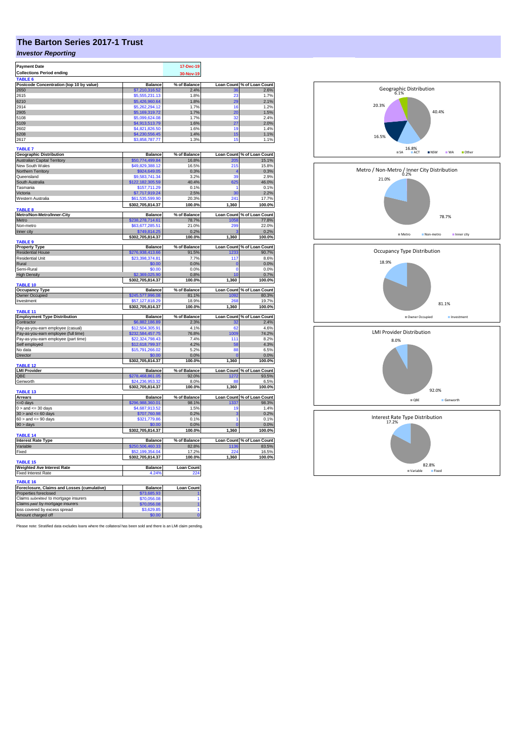# The Barton Series 2017-1 Trust

## *Investor Reporting*

| | |
|---|---|
| **Payment Date** | **17-Dec-19** |
| **Collections Period ending** | **30-Nov-19** |

**TABLE 6**

| Postcode Concentration (top 10 by value) | Balance | % of Balance | Loan Count | % of Loan Count |
|---|---|---|---|---|
| 2650 | $7,210,316.52 | 2.4% | 36 | 2.6% |
| 2615 | $5,555,231.13 | 1.8% | 23 | 1.7% |
| 6210 | $5,426,960.64 | 1.8% | 29 | 2.1% |
| 2914 | $5,262,294.12 | 1.7% | 16 | 1.2% |
| 2905 | $5,169,319.72 | 1.7% | 20 | 1.5% |
| 5108 | $5,099,624.08 | 1.7% | 32 | 2.4% |
| 5109 | $4,913,513.79 | 1.6% | 27 | 2.0% |
| 2602 | $4,821,826.50 | 1.6% | 19 | 1.4% |
| 6208 | $4,230,556.45 | 1.4% | 15 | 1.1% |
| 2617 | $3,858,787.77 | 1.3% | 15 | 1.1% |

**TABLE 7**

| Geographic Distribution | Balance | % of Balance | Loan Count | % of Loan Count |
|---|---|---|---|---|
| Australian Capital Territory | $50,774,499.84 | 16.8% | 205 | 15.1% |
| New South Wales | $49,829,388.12 | 16.5% | 215 | 15.8% |
| Northern Territory | $924,649.05 | 0.3% | 4 | 0.3% |
| Queensland | $9,583,741.34 | 3.2% | 39 | 2.9% |
| South Australia | $122,182,305.59 | 40.4% | 625 | 46.0% |
| Tasmania | $157,711.29 | 0.1% | 1 | 0.1% |
| Victoria | $7,717,919.24 | 2.5% | 30 | 2.2% |
| Western Australia | $61,535,599.90 | 20.3% | 241 | 17.7% |
| | **$302,705,814.37** | **100.0%** | **1,360** | **100.0%** |

**TABLE 8**

| Metro/Non-Metro/Inner-City | Balance | % of Balance | Loan Count | % of Loan Count |
|---|---|---|---|---|
| Metro | $238,278,714.61 | 78.7% | 1058 | 77.8% |
| Non-metro | $63,677,285.51 | 21.0% | 299 | 22.0% |
| Inner city | $749,814.25 | 0.2% | 3 | 0.2% |
| | **$302,705,814.37** | **100.0%** | **1,360** | **100.0%** |

**TABLE 9**

| Property Type | Balance | % of Balance | Loan Count | % of Loan Count |
|---|---|---|---|---|
| Residential House | $276,938,413.66 | 91.5% | 1233 | 90.7% |
| Residential Unit | $23,398,374.81 | 7.7% | 117 | 8.6% |
| Rural | $0.00 | 0.0% | 0 | 0.0% |
| Semi-Rural | $0.00 | 0.0% | 0 | 0.0% |
| High Density | $2,369,025.90 | 0.8% | 10 | 0.7% |
| | **$302,705,814.37** | **100.0%** | **1,360** | **100.0%** |

**TABLE 10**

| Occupancy Type | Balance | % of Balance | Loan Count | % of Loan Count |
|---|---|---|---|---|
| Owner Occupied | $245,577,996.08 | 81.1% | 1092 | 80.3% |
| Investment | $57,127,818.29 | 18.9% | 268 | 19.7% |
| | **$302,705,814.37** | **100.0%** | **1,360** | **100.0%** |

**TABLE 11**

| Employment Type Distribution | Balance | % of Balance | Loan Count | % of Loan Count |
|---|---|---|---|---|
| Contractor | $6,882,186.89 | 2.3% | 32 | 2.4% |
| Pay-as-you-earn employee (casual) | $12,504,305.91 | 4.1% | 62 | 4.6% |
| Pay-as-you-earn employee (full time) | $232,584,457.75 | 76.8% | 1009 | 74.2% |
| Pay-as-you-earn employee (part time) | $22,324,798.43 | 7.4% | 111 | 8.2% |
| Self employed | $12,618,799.37 | 4.2% | 58 | 4.3% |
| No data | $15,791,266.02 | 5.2% | 88 | 6.5% |
| Director | $0.00 | 0.0% | 0 | 0.0% |
| | **$302,705,814.37** | **100.0%** | **1,360** | **100.0%** |

**TABLE 12**

| LMI Provider | Balance | % of Balance | Loan Count | % of Loan Count |
|---|---|---|---|---|
| QBE | $278,468,861.05 | 92.0% | 1272 | 93.5% |
| Genworth | $24,236,953.32 | 8.0% | 88 | 6.5% |
| | **$302,705,814.37** | **100.0%** | **1,360** | **100.0%** |

**TABLE 13**

| Arrears | Balance | % of Balance | Loan Count | % of Loan Count |
|---|---|---|---|---|
| <=0 days | $296,988,360.01 | 98.1% | 1337 | 98.3% |
| 0 > and <= 30 days | $4,687,913.52 | 1.5% | 19 | 1.4% |
| 30 > and <= 60 days | $707,760.98 | 0.2% | 3 | 0.2% |
| 60 > and <= 90 days | $321,779.86 | 0.1% | 1 | 0.1% |
| 90 > days | $0.00 | 0.0% | 0 | 0.0% |
| | **$302,705,814.37** | **100.0%** | **1,360** | **100.0%** |

**TABLE 14**

| Interest Rate Type | Balance | % of Balance | Loan Count | % of Loan Count |
|---|---|---|---|---|
| Variable | $250,506,460.33 | 82.8% | 1136 | 83.5% |
| Fixed | $52,199,354.04 | 17.2% | 224 | 16.5% |
| | **$302,705,814.37** | **100.0%** | **1,360** | **100.0%** |

**TABLE 15**

| Weighted Ave Interest Rate | Balance | Loan Count |
|---|---|---|
| Fixed Interest Rate | 4.24% | 224 |

**TABLE 16**

| Foreclosure, Claims and Losses (cumulative) | Balance | Loan Count |
|---|---|---|
| Properties foreclosed | $73,685.93 | 1 |
| Claims *submitted* to mortgage insurers | $70,056.08 | 1 |
| Claims *paid* by mortgage insurers | $70,056.08 | 1 |
| loss covered by excess spread | $3,629.85 | 1 |
| Amount charged off | $0.00 | 0 |

Please note: Stratified data excludes loans where the collateral has been sold and there is an LMI claim pending.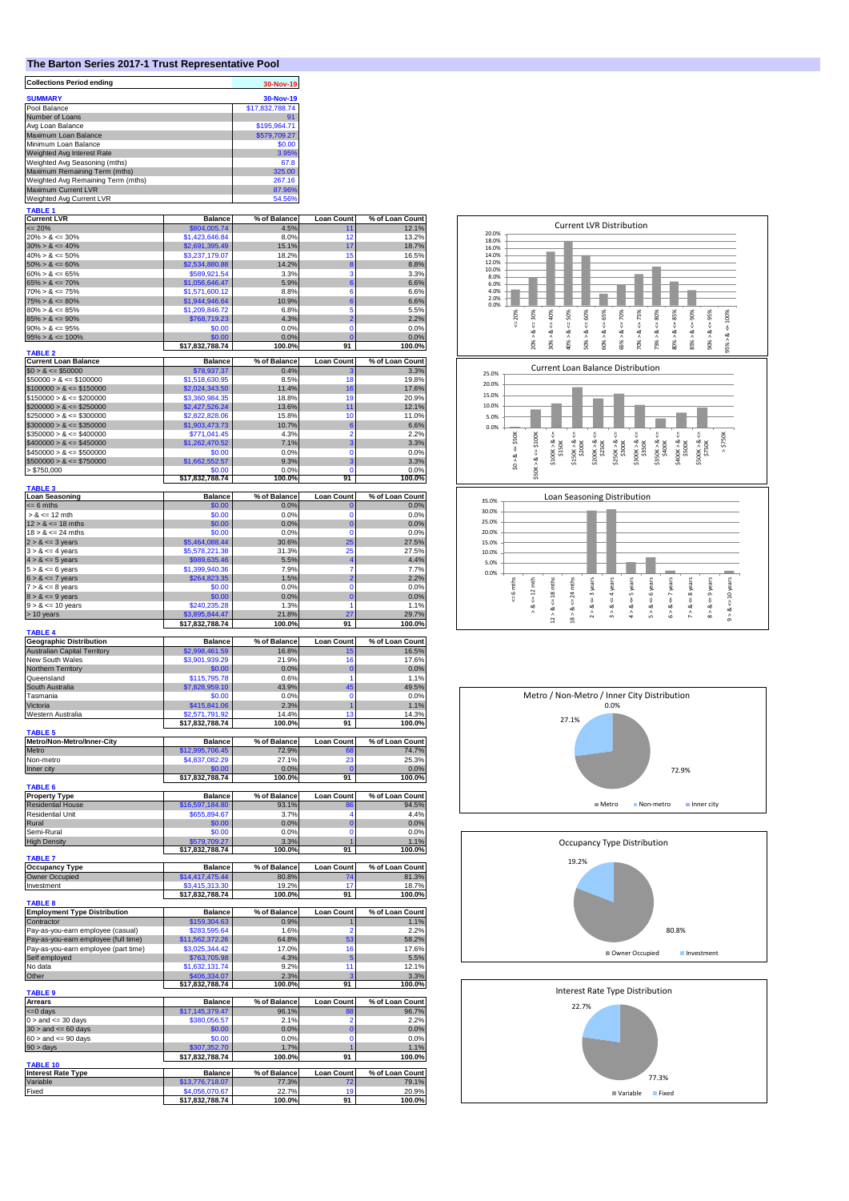# The Barton Series 2017-1 Trust Representative Pool

| Collections Period ending | 30-Nov-19 |
|---|---|

| SUMMARY | 30-Nov-19 |
|---|---|
| Pool Balance | $17,832,788.74 |
| Number of Loans | 91 |
| Avg Loan Balance | $195,964.71 |
| Maximum Loan Balance | $579,709.27 |
| Minimum Loan Balance | $0.00 |
| Weighted Avg Interest Rate | 3.95% |
| Weighted Avg Seasoning (mths) | 67.8 |
| Maximum Remaining Term (mths) | 325.00 |
| Weighted Avg Remaining Term (mths) | 267.16 |
| Maximum Current LVR | 87.96% |
| Weighted Avg Current LVR | 54.56% |

**TABLE 1**

| Current LVR | Balance | % of Balance | Loan Count | % of Loan Count |
|---|---|---|---|---|
| <= 20% | $804,005.74 | 4.5% | 11 | 12.1% |
| 20% > & <= 30% | $1,423,646.84 | 8.0% | 12 | 13.2% |
| 30% > & <= 40% | $2,691,395.49 | 15.1% | 17 | 18.7% |
| 40% > & <= 50% | $3,237,179.07 | 18.2% | 15 | 16.5% |
| 50% > & <= 60% | $2,534,880.88 | 14.2% | 8 | 8.8% |
| 60% > & <= 65% | $589,921.54 | 3.3% | 3 | 3.3% |
| 65% > & <= 70% | $1,056,646.47 | 5.9% | 6 | 6.6% |
| 70% > & <= 75% | $1,571,600.12 | 8.8% | 6 | 6.6% |
| 75% > & <= 80% | $1,944,946.64 | 10.9% | 6 | 6.6% |
| 80% > & <= 85% | $1,209,846.72 | 6.8% | 5 | 5.5% |
| 85% > & <= 90% | $768,719.23 | 4.3% | 2 | 2.2% |
| 90% > & <= 95% | $0.00 | 0.0% | 0 | 0.0% |
| 95% > & <= 100% | $0.00 | 0.0% | 0 | 0.0% |
| | $17,832,788.74 | 100.0% | 91 | 100.0% |

Current LVR Distribution

20.0%
18.0%
16.0%
14.0%
12.0%
10.0%
8.0%
6.0%
4.0%
2.0%
0.0%

<= 20%
20% > & <= 30%
30% > & <= 40%
40% > & <= 50%
50% > & <= 60%
60% > & <= 65%
65% > & <= 70%
70% > & <= 75%
75% > & <= 80%
80% > & <= 85%
85% > & <= 90%
90% > & <= 95%
95% > & <= 100%

**TABLE 2**

| Current Loan Balance | Balance | % of Balance | Loan Count | % of Loan Count |
|---|---|---|---|---|
| $0 > & <= $50000 | $78,937.37 | 0.4% | 3 | 3.3% |
| $50000 > & <= $100000 | $1,518,630.95 | 8.5% | 18 | 19.8% |
| $100000 > & <= $150000 | $2,024,343.50 | 11.4% | 16 | 17.6% |
| $150000 > & <= $200000 | $3,360,984.35 | 18.8% | 19 | 20.9% |
| $200000 > & <= $250000 | $2,427,526.24 | 13.6% | 11 | 12.1% |
| $250000 > & <= $300000 | $2,822,828.06 | 15.8% | 10 | 11.0% |
| $300000 > & <= $350000 | $1,903,473.73 | 10.7% | 6 | 6.6% |
| $350000 > & <= $400000 | $771,041.45 | 4.3% | 2 | 2.2% |
| $400000 > & <= $450000 | $1,262,470.52 | 7.1% | 3 | 3.3% |
| $450000 > & <= $500000 | $0.00 | 0.0% | 0 | 0.0% |
| $500000 > & <= $750000 | $1,662,552.57 | 9.3% | 3 | 3.3% |
| > $750,000 | $0.00 | 0.0% | 0 | 0.0% |
| | $17,832,788.74 | 100.0% | 91 | 100.0% |

Current Loan Balance Distribution

25.0%
20.0%
15.0%
10.0%
5.0%
0.0%

$0 > & <= $50K
$50K > & <= $100K
$100K > & <= $150K
$150K > & <= $200K
$200K > & <= $250K
$250K > & <= $300K
$300K > & <= $350K
$350K > & <= $400K
$400K > & <= $500K
$500K > & <= $750K
> $750K

**TABLE 3**

| Loan Seasoning | Balance | % of Balance | Loan Count | % of Loan Count |
|---|---|---|---|---|
| <= 6 mths | $0.00 | 0.0% | 0 | 0.0% |
| > & <= 12 mth | $0.00 | 0.0% | 0 | 0.0% |
| 12 > & <= 18 mths | $0.00 | 0.0% | 0 | 0.0% |
| 18 > & <= 24 mths | $0.00 | 0.0% | 0 | 0.0% |
| 2 > & <= 3 years | $5,464,088.44 | 30.6% | 25 | 27.5% |
| 3 > & <= 4 years | $5,578,221.38 | 31.3% | 25 | 27.5% |
| 4 > & <= 5 years | $989,635.46 | 5.5% | 4 | 4.4% |
| 5 > & <= 6 years | $1,399,940.36 | 7.9% | 7 | 7.7% |
| 6 > & <= 7 years | $264,823.35 | 1.5% | 2 | 2.2% |
| 7 > & <= 8 years | $0.00 | 0.0% | 0 | 0.0% |
| 8 > & <= 9 years | $0.00 | 0.0% | 0 | 0.0% |
| 9 > & <= 10 years | $240,235.28 | 1.3% | 1 | 1.1% |
| > 10 years | $3,895,844.47 | 21.8% | 27 | 29.7% |
| | $17,832,788.74 | 100.0% | 91 | 100.0% |

Loan Seasoning Distribution

35.0%
30.0%
25.0%
20.0%
15.0%
10.0%
5.0%
0.0%

<= 6 mths
> & <= 12 mth
12 > & <= 18 mths
18 > & <= 24 mths
2 > & <= 3 years
3 > & <= 4 years
4 > & <= 5 years
5 > & <= 6 years
6 > & <= 7 years
7 > & <= 8 years
8 > & <= 9 years
9 > & <= 10 years

**TABLE 4**

| Geographic Distribution | Balance | % of Balance | Loan Count | % of Loan Count |
|---|---|---|---|---|
| Australian Capital Territory | $2,998,461.59 | 16.8% | 15 | 16.5% |
| New South Wales | $3,901,939.29 | 21.9% | 16 | 17.6% |
| Northern Territory | $0.00 | 0.0% | 0 | 0.0% |
| Queensland | $115,795.78 | 0.6% | 1 | 1.1% |
| South Australia | $7,828,959.10 | 43.9% | 45 | 49.5% |
| Tasmania | $0.00 | 0.0% | 0 | 0.0% |
| Victoria | $415,841.06 | 2.3% | 1 | 1.1% |
| Western Australia | $2,571,791.92 | 14.4% | 13 | 14.3% |
| | $17,832,788.74 | 100.0% | 91 | 100.0% |

**TABLE 5**

| Metro/Non-Metro/Inner-City | Balance | % of Balance | Loan Count | % of Loan Count |
|---|---|---|---|---|
| Metro | $12,995,706.45 | 72.9% | 68 | 74.7% |
| Non-metro | $4,837,082.29 | 27.1% | 23 | 25.3% |
| Inner city | $0.00 | 0.0% | 0 | 0.0% |
| | $17,832,788.74 | 100.0% | 91 | 100.0% |

Metro / Non-Metro / Inner City Distribution

0.0%
27.1%
72.9%

Metro
Non-metro
Inner city

**TABLE 6**

| Property Type | Balance | % of Balance | Loan Count | % of Loan Count |
|---|---|---|---|---|
| Residential House | $16,597,184.80 | 93.1% | 86 | 94.5% |
| Residential Unit | $655,894.67 | 3.7% | 4 | 4.4% |
| Rural | $0.00 | 0.0% | 0 | 0.0% |
| Semi-Rural | $0.00 | 0.0% | 0 | 0.0% |
| High Density | $579,709.27 | 3.3% | 1 | 1.1% |
| | $17,832,788.74 | 100.0% | 91 | 100.0% |

**TABLE 7**

| Occupancy Type | Balance | % of Balance | Loan Count | % of Loan Count |
|---|---|---|---|---|
| Owner Occupied | $14,417,475.44 | 80.8% | 74 | 81.3% |
| Investment | $3,415,313.30 | 19.2% | 17 | 18.7% |
| | $17,832,788.74 | 100.0% | 91 | 100.0% |

Occupancy Type Distribution

19.2%
80.8%

Owner Occupied
Investment

**TABLE 8**

| Employment Type Distribution | Balance | % of Balance | Loan Count | % of Loan Count |
|---|---|---|---|---|
| Contractor | $159,304.63 | 0.9% | 1 | 1.1% |
| Pay-as-you-earn employee (casual) | $283,595.64 | 1.6% | 2 | 2.2% |
| Pay-as-you-earn employee (full time) | $11,562,372.26 | 64.8% | 53 | 58.2% |
| Pay-as-you-earn employee (part time) | $3,025,344.42 | 17.0% | 16 | 17.6% |
| Self employed | $763,705.98 | 4.3% | 5 | 5.5% |
| No data | $1,632,131.74 | 9.2% | 11 | 12.1% |
| Other | $406,334.07 | 2.3% | 3 | 3.3% |
| | $17,832,788.74 | 100.0% | 91 | 100.0% |

**TABLE 9**

| Arrears | Balance | % of Balance | Loan Count | % of Loan Count |
|---|---|---|---|---|
| <=0 days | $17,145,379.47 | 96.1% | 88 | 96.7% |
| 0 > and <= 30 days | $380,056.57 | 2.1% | 2 | 2.2% |
| 30 > and <= 60 days | $0.00 | 0.0% | 0 | 0.0% |
| 60 > and <= 90 days | $0.00 | 0.0% | 0 | 0.0% |
| 90 > days | $307,352.70 | 1.7% | 1 | 1.1% |
| | $17,832,788.74 | 100.0% | 91 | 100.0% |

**TABLE 10**

| Interest Rate Type | Balance | % of Balance | Loan Count | % of Loan Count |
|---|---|---|---|---|
| Variable | $13,776,718.07 | 77.3% | 72 | 79.1% |
| Fixed | $4,056,070.67 | 22.7% | 19 | 20.9% |
| | $17,832,788.74 | 100.0% | 91 | 100.0% |

Interest Rate Type Distribution

22.7%
77.3%

Variable
Fixed